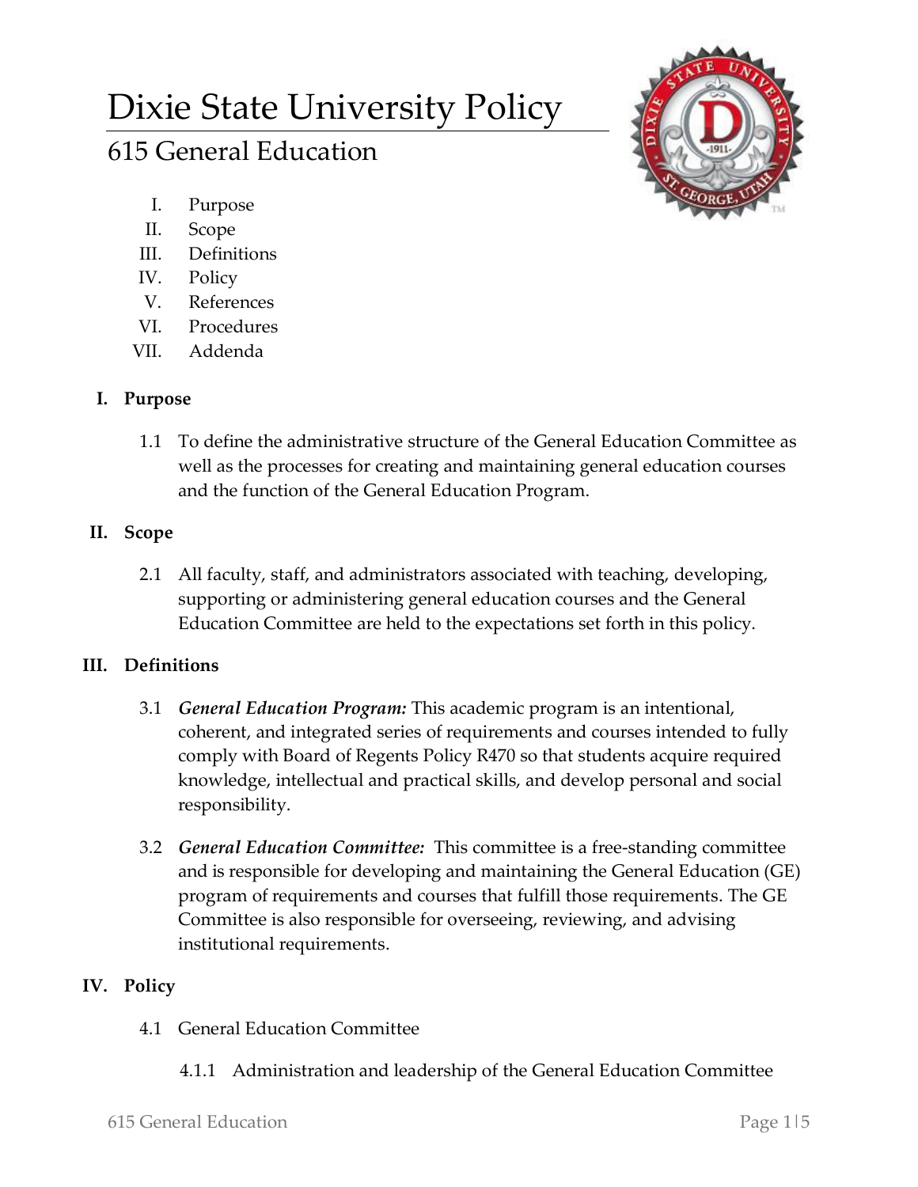# Dixie State University Policy

## 615 General Education

I. Purpose
II. Scope
III. Definitions
IV. Policy
V. References
VI. Procedures
VII. Addenda

### I. Purpose

1.1 To define the administrative structure of the General Education Committee as well as the processes for creating and maintaining general education courses and the function of the General Education Program.

### II. Scope

2.1 All faculty, staff, and administrators associated with teaching, developing, supporting or administering general education courses and the General Education Committee are held to the expectations set forth in this policy.

### III. Definitions

3.1 ***General Education Program:*** This academic program is an intentional, coherent, and integrated series of requirements and courses intended to fully comply with Board of Regents Policy R470 so that students acquire required knowledge, intellectual and practical skills, and develop personal and social responsibility.

3.2 ***General Education Committee:*** This committee is a free-standing committee and is responsible for developing and maintaining the General Education (GE) program of requirements and courses that fulfill those requirements. The GE Committee is also responsible for overseeing, reviewing, and advising institutional requirements.

### IV. Policy

4.1 General Education Committee

4.1.1 Administration and leadership of the General Education Committee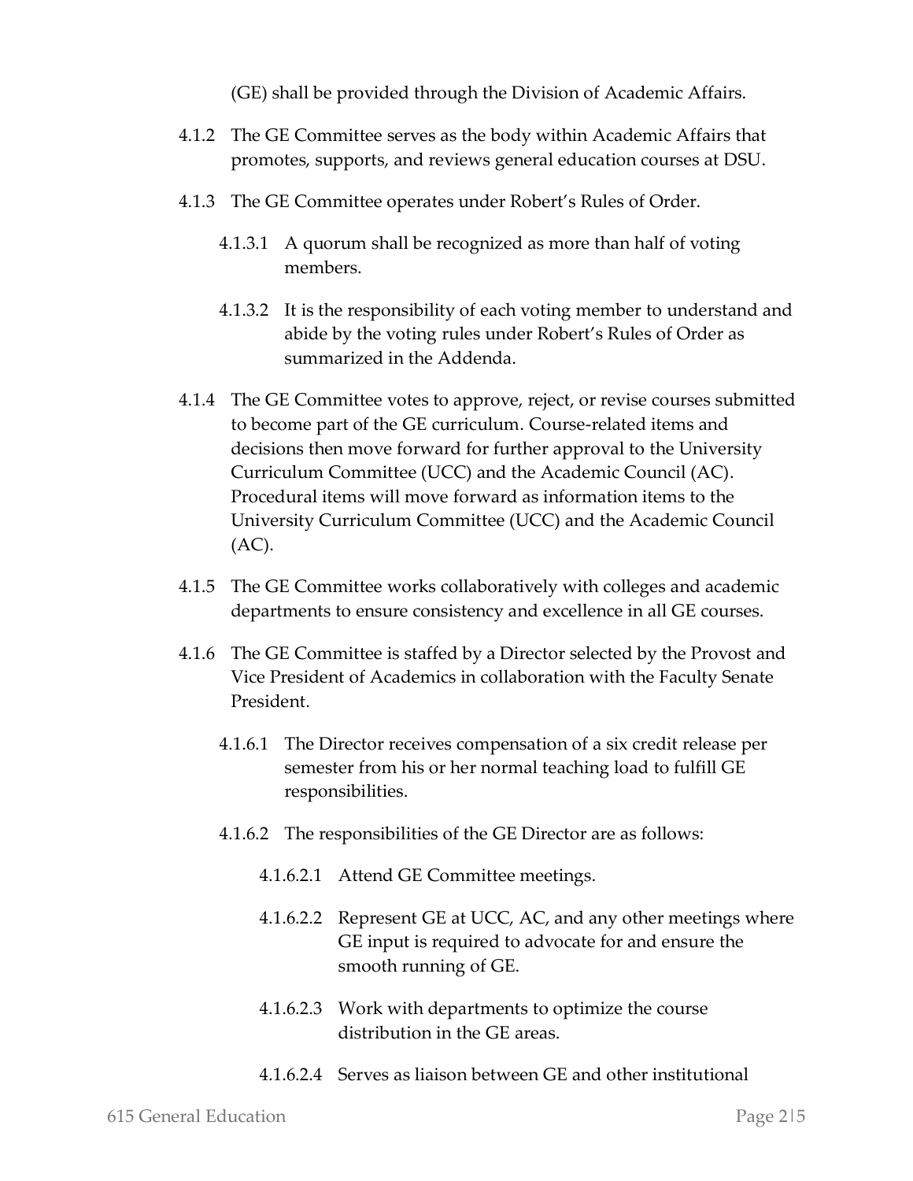(GE) shall be provided through the Division of Academic Affairs.

4.1.2 The GE Committee serves as the body within Academic Affairs that promotes, supports, and reviews general education courses at DSU.

4.1.3 The GE Committee operates under Robert's Rules of Order.

4.1.3.1 A quorum shall be recognized as more than half of voting members.

4.1.3.2 It is the responsibility of each voting member to understand and abide by the voting rules under Robert's Rules of Order as summarized in the Addenda.

4.1.4 The GE Committee votes to approve, reject, or revise courses submitted to become part of the GE curriculum. Course-related items and decisions then move forward for further approval to the University Curriculum Committee (UCC) and the Academic Council (AC). Procedural items will move forward as information items to the University Curriculum Committee (UCC) and the Academic Council (AC).

4.1.5 The GE Committee works collaboratively with colleges and academic departments to ensure consistency and excellence in all GE courses.

4.1.6 The GE Committee is staffed by a Director selected by the Provost and Vice President of Academics in collaboration with the Faculty Senate President.

4.1.6.1 The Director receives compensation of a six credit release per semester from his or her normal teaching load to fulfill GE responsibilities.

4.1.6.2 The responsibilities of the GE Director are as follows:

4.1.6.2.1 Attend GE Committee meetings.

4.1.6.2.2 Represent GE at UCC, AC, and any other meetings where GE input is required to advocate for and ensure the smooth running of GE.

4.1.6.2.3 Work with departments to optimize the course distribution in the GE areas.

4.1.6.2.4 Serves as liaison between GE and other institutional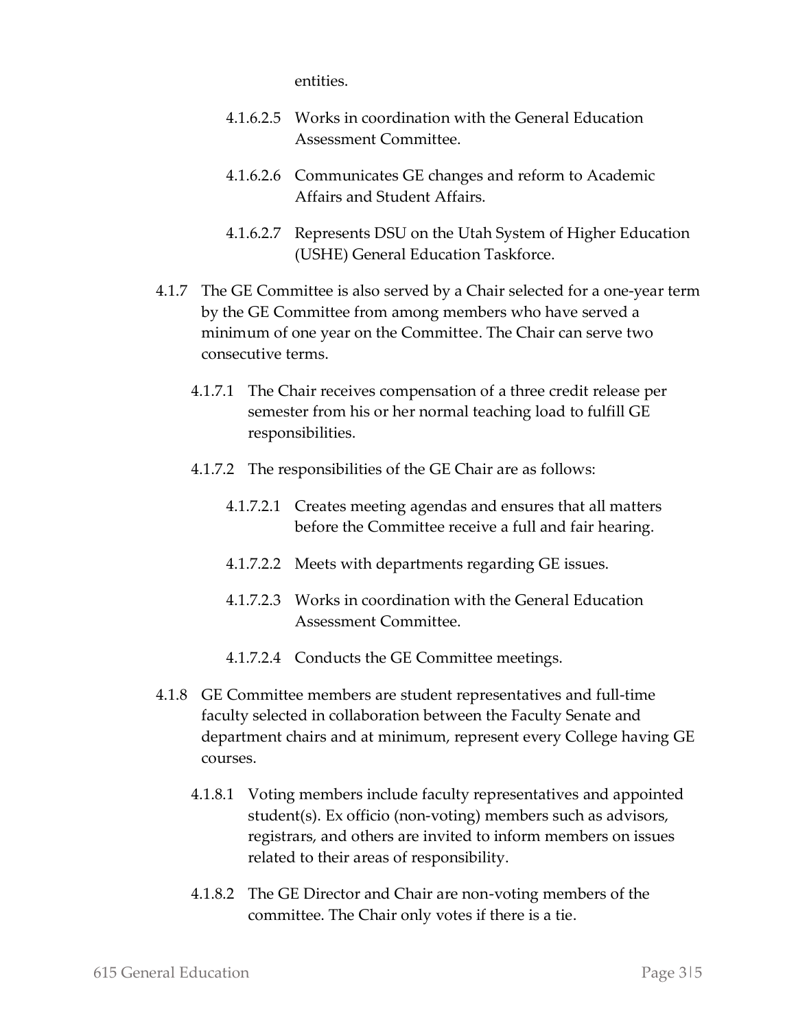entities.

4.1.6.2.5 Works in coordination with the General Education Assessment Committee.

4.1.6.2.6 Communicates GE changes and reform to Academic Affairs and Student Affairs.

4.1.6.2.7 Represents DSU on the Utah System of Higher Education (USHE) General Education Taskforce.

4.1.7 The GE Committee is also served by a Chair selected for a one-year term by the GE Committee from among members who have served a minimum of one year on the Committee. The Chair can serve two consecutive terms.

4.1.7.1 The Chair receives compensation of a three credit release per semester from his or her normal teaching load to fulfill GE responsibilities.

4.1.7.2 The responsibilities of the GE Chair are as follows:

4.1.7.2.1 Creates meeting agendas and ensures that all matters before the Committee receive a full and fair hearing.

4.1.7.2.2 Meets with departments regarding GE issues.

4.1.7.2.3 Works in coordination with the General Education Assessment Committee.

4.1.7.2.4 Conducts the GE Committee meetings.

4.1.8 GE Committee members are student representatives and full-time faculty selected in collaboration between the Faculty Senate and department chairs and at minimum, represent every College having GE courses.

4.1.8.1 Voting members include faculty representatives and appointed student(s). Ex officio (non-voting) members such as advisors, registrars, and others are invited to inform members on issues related to their areas of responsibility.

4.1.8.2 The GE Director and Chair are non-voting members of the committee. The Chair only votes if there is a tie.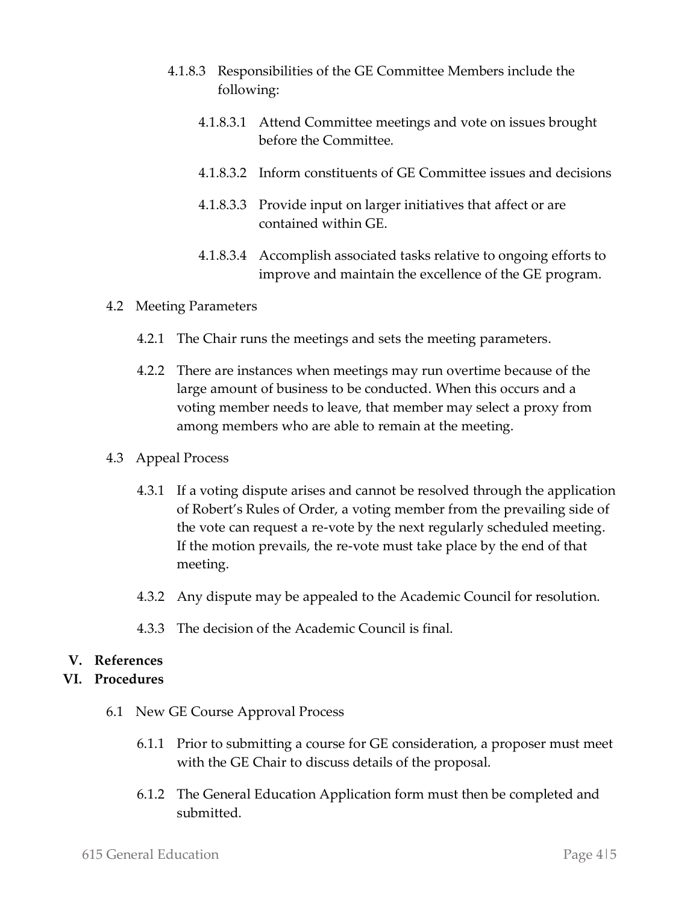4.1.8.3 Responsibilities of the GE Committee Members include the following:

4.1.8.3.1 Attend Committee meetings and vote on issues brought before the Committee.

4.1.8.3.2 Inform constituents of GE Committee issues and decisions

4.1.8.3.3 Provide input on larger initiatives that affect or are contained within GE.

4.1.8.3.4 Accomplish associated tasks relative to ongoing efforts to improve and maintain the excellence of the GE program.

4.2 Meeting Parameters

4.2.1 The Chair runs the meetings and sets the meeting parameters.

4.2.2 There are instances when meetings may run overtime because of the large amount of business to be conducted. When this occurs and a voting member needs to leave, that member may select a proxy from among members who are able to remain at the meeting.

4.3 Appeal Process

4.3.1 If a voting dispute arises and cannot be resolved through the application of Robert's Rules of Order, a voting member from the prevailing side of the vote can request a re-vote by the next regularly scheduled meeting. If the motion prevails, the re-vote must take place by the end of that meeting.

4.3.2 Any dispute may be appealed to the Academic Council for resolution.

4.3.3 The decision of the Academic Council is final.

## V. References

## VI. Procedures

6.1 New GE Course Approval Process

6.1.1 Prior to submitting a course for GE consideration, a proposer must meet with the GE Chair to discuss details of the proposal.

6.1.2 The General Education Application form must then be completed and submitted.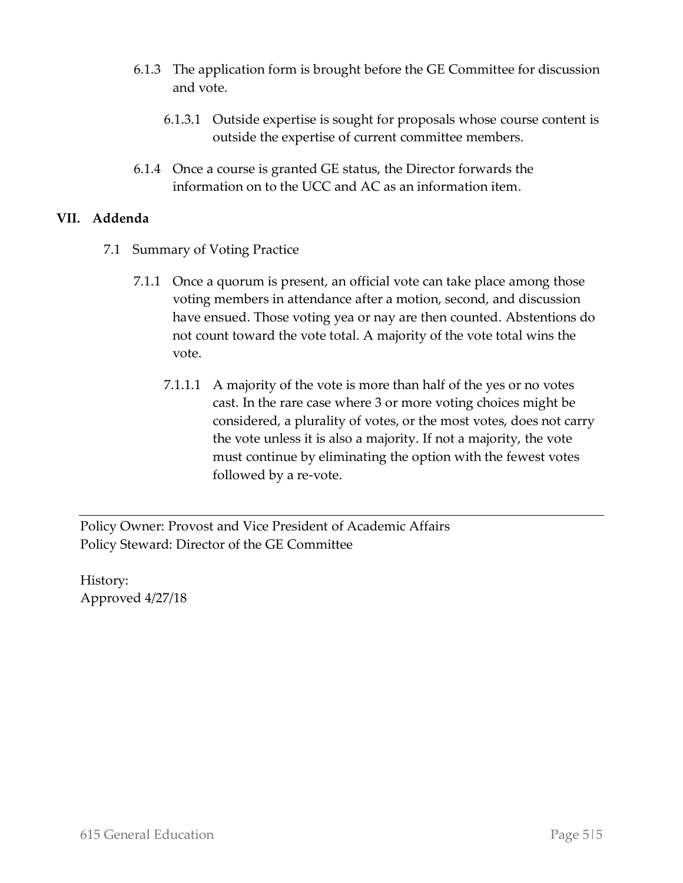6.1.3 The application form is brought before the GE Committee for discussion and vote.

6.1.3.1 Outside expertise is sought for proposals whose course content is outside the expertise of current committee members.

6.1.4 Once a course is granted GE status, the Director forwards the information on to the UCC and AC as an information item.

## VII. Addenda

7.1 Summary of Voting Practice

7.1.1 Once a quorum is present, an official vote can take place among those voting members in attendance after a motion, second, and discussion have ensued. Those voting yea or nay are then counted. Abstentions do not count toward the vote total. A majority of the vote total wins the vote.

7.1.1.1 A majority of the vote is more than half of the yes or no votes cast. In the rare case where 3 or more voting choices might be considered, a plurality of votes, or the most votes, does not carry the vote unless it is also a majority. If not a majority, the vote must continue by eliminating the option with the fewest votes followed by a re-vote.

---

Policy Owner: Provost and Vice President of Academic Affairs
Policy Steward: Director of the GE Committee

History:
Approved 4/27/18